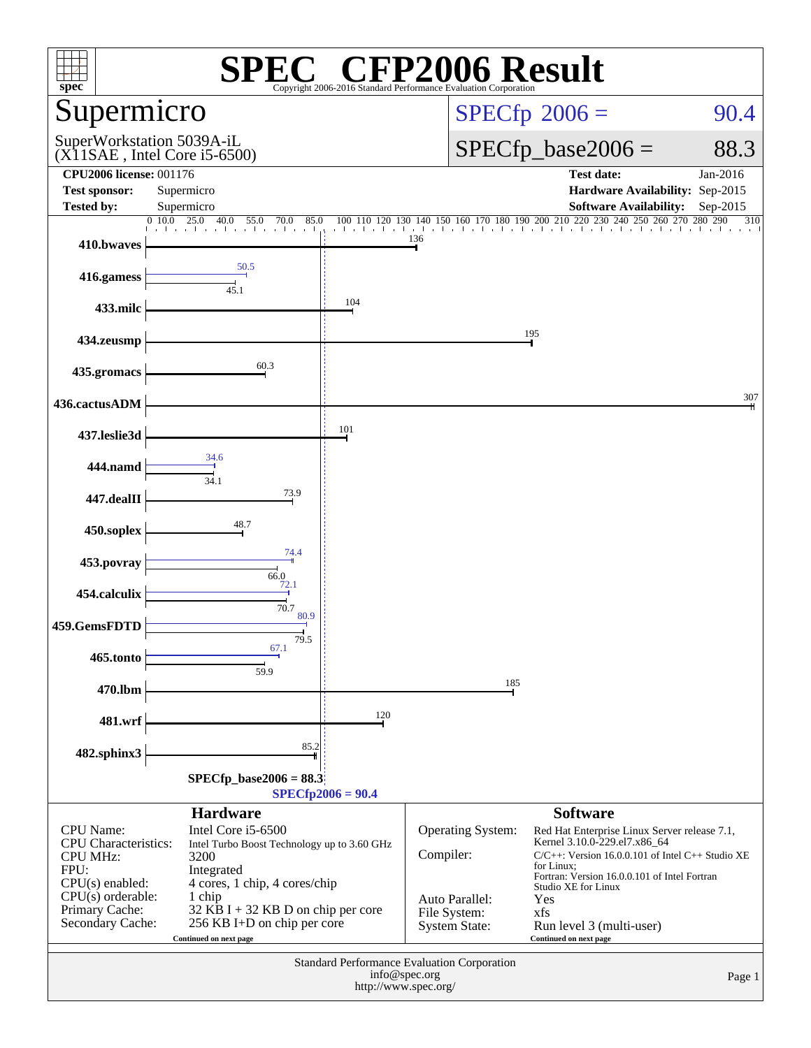# SPEC® CFP2006 Result

Copyright 2006-2016 Standard Performance Evaluation Corporation

## Supermicro

SuperWorkstation 5039A-iL
(X11SAE , Intel Core i5-6500)

SPECfp 2006 = 90.4

SPECfp_base2006 = 88.3

| | | | |
|---|---|---|---|
| **CPU2006 license:** 001176 | | **Test date:** | Jan-2016 |
| **Test sponsor:** | Supermicro | **Hardware Availability:** | Sep-2015 |
| **Tested by:** | Supermicro | **Software Availability:** | Sep-2015 |

| Benchmark | Base | Peak |
|---|---|---|
| 410.bwaves | 136 | |
| 416.gamess | 45.1 | 50.5 |
| 433.milc | 104 | |
| 434.zeusmp | 195 | |
| 435.gromacs | 60.3 | |
| 436.cactusADM | 307 | |
| 437.leslie3d | 101 | |
| 444.namd | 34.1 | 34.6 |
| 447.dealII | 73.9 | |
| 450.soplex | 48.7 | |
| 453.povray | 66.0 | 74.4 |
| 454.calculix | 70.7 | 72.1 |
| 459.GemsFDTD | 79.5 | 80.9 |
| 465.tonto | 59.9 | 67.1 |
| 470.lbm | 185 | |
| 481.wrf | 120 | |
| 482.sphinx3 | 85.2 | |

SPECfp_base2006 = 88.3

SPECfp2006 = 90.4

### Hardware

| | |
|---|---|
| CPU Name: | Intel Core i5-6500 |
| CPU Characteristics: | Intel Turbo Boost Technology up to 3.60 GHz |
| CPU MHz: | 3200 |
| FPU: | Integrated |
| CPU(s) enabled: | 4 cores, 1 chip, 4 cores/chip |
| CPU(s) orderable: | 1 chip |
| Primary Cache: | 32 KB I + 32 KB D on chip per core |
| Secondary Cache: | 256 KB I+D on chip per core |

Continued on next page

### Software

| | |
|---|---|
| Operating System: | Red Hat Enterprise Linux Server release 7.1, Kernel 3.10.0-229.el7.x86_64 |
| Compiler: | C/C++: Version 16.0.0.101 of Intel C++ Studio XE for Linux; Fortran: Version 16.0.0.101 of Intel Fortran Studio XE for Linux |
| Auto Parallel: | Yes |
| File System: | xfs |
| System State: | Run level 3 (multi-user) |

Continued on next page

Standard Performance Evaluation Corporation
info@spec.org
http://www.spec.org/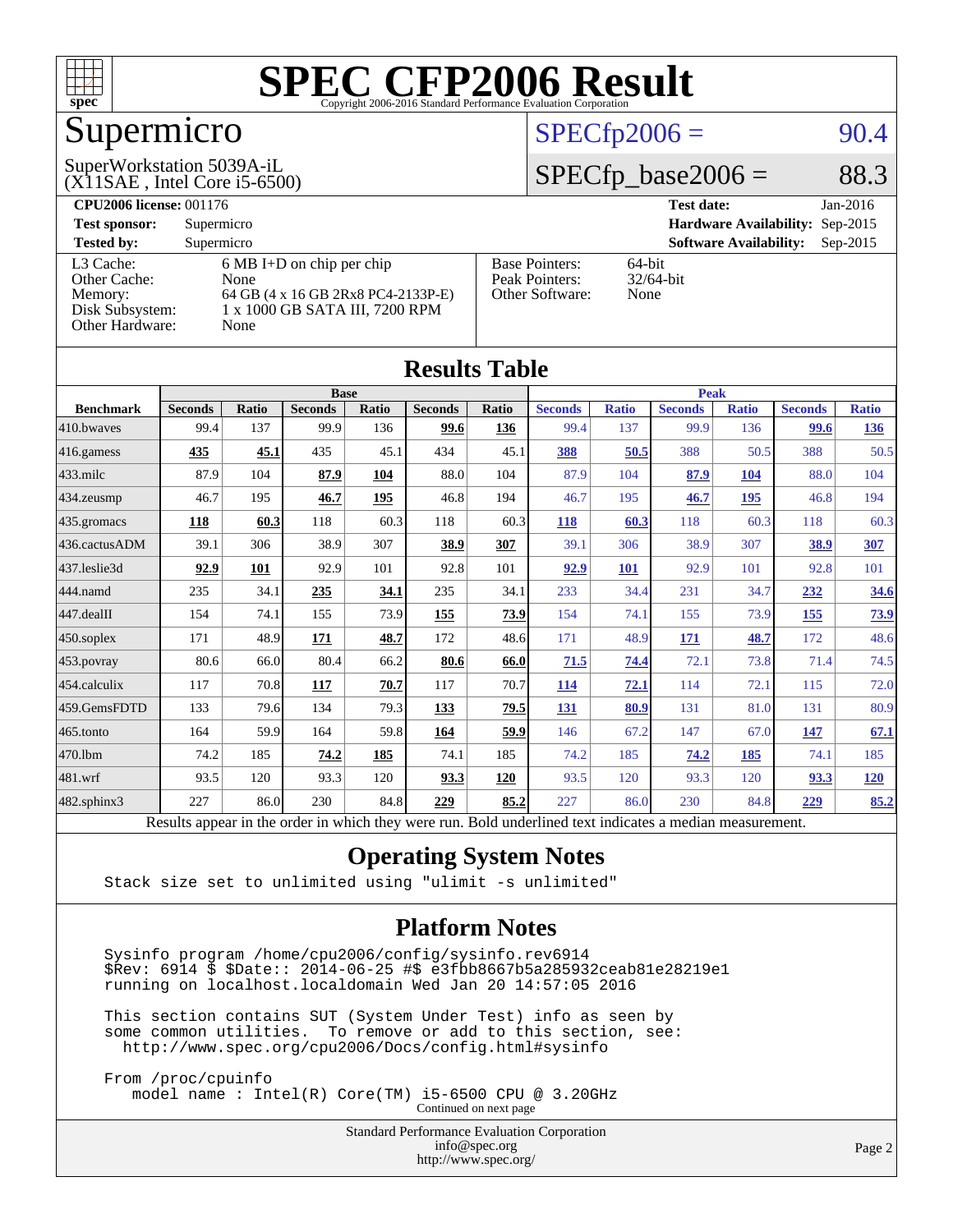# SPEC CFP2006 Result

Copyright 2006-2016 Standard Performance Evaluation Corporation

## Supermicro

SuperWorkstation 5039A-iL
(X11SAE , Intel Core i5-6500)

SPECfp2006 = 90.4

SPECfp_base2006 = 88.3

| | | | |
|---|---|---|---|
| **CPU2006 license:** 001176 | | **Test date:** | Jan-2016 |
| **Test sponsor:** | Supermicro | **Hardware Availability:** | Sep-2015 |
| **Tested by:** | Supermicro | **Software Availability:** | Sep-2015 |

| | | | |
|---|---|---|---|
| L3 Cache: | 6 MB I+D on chip per chip | Base Pointers: | 64-bit |
| Other Cache: | None | Peak Pointers: | 32/64-bit |
| Memory: | 64 GB (4 x 16 GB 2Rx8 PC4-2133P-E) | Other Software: | None |
| Disk Subsystem: | 1 x 1000 GB SATA III, 7200 RPM | | |
| Other Hardware: | None | | |

## Results Table

| | Base | | | | | | Peak | | | | | |
|---|---|---|---|---|---|---|---|---|---|---|---|---|
| **Benchmark** | **Seconds** | **Ratio** | **Seconds** | **Ratio** | **Seconds** | **Ratio** | **Seconds** | **Ratio** | **Seconds** | **Ratio** | **Seconds** | **Ratio** |
| 410.bwaves | 99.4 | 137 | 99.9 | 136 | **99.6** | **136** | 99.4 | 137 | 99.9 | 136 | **99.6** | **136** |
| 416.gamess | **435** | **45.1** | 435 | 45.1 | 434 | 45.1 | **388** | **50.5** | 388 | 50.5 | 388 | 50.5 |
| 433.milc | 87.9 | 104 | **87.9** | **104** | 88.0 | 104 | 87.9 | 104 | **87.9** | **104** | 88.0 | 104 |
| 434.zeusmp | 46.7 | 195 | **46.7** | **195** | 46.8 | 194 | 46.7 | 195 | **46.7** | **195** | 46.8 | 194 |
| 435.gromacs | **118** | **60.3** | 118 | 60.3 | 118 | 60.3 | **118** | **60.3** | 118 | 60.3 | 118 | 60.3 |
| 436.cactusADM | 39.1 | 306 | 38.9 | 307 | **38.9** | **307** | 39.1 | 306 | 38.9 | 307 | **38.9** | **307** |
| 437.leslie3d | **92.9** | **101** | 92.9 | 101 | 92.8 | 101 | **92.9** | **101** | 92.9 | 101 | 92.8 | 101 |
| 444.namd | 235 | 34.1 | **235** | **34.1** | 235 | 34.1 | 233 | 34.4 | 231 | 34.7 | **232** | **34.6** |
| 447.dealII | 154 | 74.1 | 155 | 73.9 | **155** | **73.9** | 154 | 74.1 | 155 | 73.9 | **155** | **73.9** |
| 450.soplex | 171 | 48.9 | **171** | **48.7** | 172 | 48.6 | 171 | 48.9 | **171** | **48.7** | 172 | 48.6 |
| 453.povray | 80.6 | 66.0 | 80.4 | 66.2 | **80.6** | **66.0** | **71.5** | **74.4** | 72.1 | 73.8 | 71.4 | 74.5 |
| 454.calculix | 117 | 70.8 | **117** | **70.7** | 117 | 70.7 | **114** | **72.1** | 114 | 72.1 | 115 | 72.0 |
| 459.GemsFDTD | 133 | 79.6 | 134 | 79.3 | **133** | **79.5** | **131** | **80.9** | 131 | 81.0 | 131 | 80.9 |
| 465.tonto | 164 | 59.9 | 164 | 59.8 | **164** | **59.9** | 146 | 67.2 | 147 | 67.0 | **147** | **67.1** |
| 470.lbm | 74.2 | 185 | **74.2** | **185** | 74.1 | 185 | 74.2 | 185 | **74.2** | **185** | 74.1 | 185 |
| 481.wrf | 93.5 | 120 | 93.3 | 120 | **93.3** | **120** | 93.5 | 120 | 93.3 | 120 | **93.3** | **120** |
| 482.sphinx3 | 227 | 86.0 | 230 | 84.8 | **229** | **85.2** | 227 | 86.0 | 230 | 84.8 | **229** | **85.2** |

Results appear in the order in which they were run. Bold underlined text indicates a median measurement.

## Operating System Notes

```
Stack size set to unlimited using "ulimit -s unlimited"
```

## Platform Notes

```
Sysinfo program /home/cpu2006/config/sysinfo.rev6914
$Rev: 6914 $ $Date:: 2014-06-25 #$ e3fbb8667b5a285932ceab81e28219e1
running on localhost.localdomain Wed Jan 20 14:57:05 2016

This section contains SUT (System Under Test) info as seen by
some common utilities.  To remove or add to this section, see:
  http://www.spec.org/cpu2006/Docs/config.html#sysinfo

From /proc/cpuinfo
   model name : Intel(R) Core(TM) i5-6500 CPU @ 3.20GHz
```

Continued on next page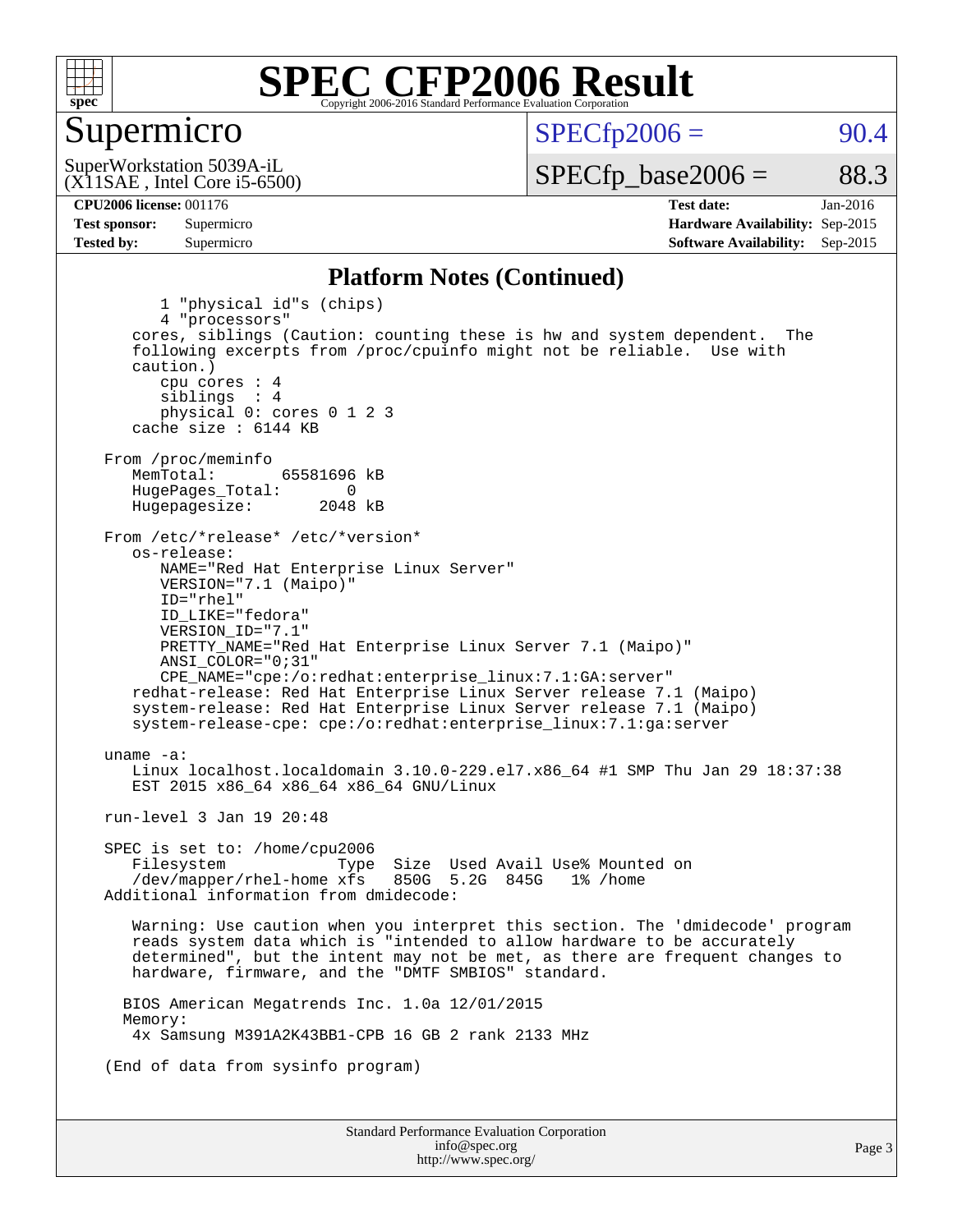## Platform Notes (Continued)

```
        1 "physical id"s (chips)
        4 "processors"
    cores, siblings (Caution: counting these is hw and system dependent.  The
    following excerpts from /proc/cpuinfo might not be reliable.  Use with
    caution.)
        cpu cores : 4
        siblings  : 4
        physical 0: cores 0 1 2 3
    cache size : 6144 KB

 From /proc/meminfo
    MemTotal:       65581696 kB
    HugePages_Total:       0
    Hugepagesize:       2048 kB

 From /etc/*release* /etc/*version*
    os-release:
        NAME="Red Hat Enterprise Linux Server"
        VERSION="7.1 (Maipo)"
        ID="rhel"
        ID_LIKE="fedora"
        VERSION_ID="7.1"
        PRETTY_NAME="Red Hat Enterprise Linux Server 7.1 (Maipo)"
        ANSI_COLOR="0;31"
        CPE_NAME="cpe:/o:redhat:enterprise_linux:7.1:GA:server"
    redhat-release: Red Hat Enterprise Linux Server release 7.1 (Maipo)
    system-release: Red Hat Enterprise Linux Server release 7.1 (Maipo)
    system-release-cpe: cpe:/o:redhat:enterprise_linux:7.1:ga:server

 uname -a:
    Linux localhost.localdomain 3.10.0-229.el7.x86_64 #1 SMP Thu Jan 29 18:37:38
    EST 2015 x86_64 x86_64 x86_64 GNU/Linux

 run-level 3 Jan 19 20:48

 SPEC is set to: /home/cpu2006
    Filesystem            Type  Size  Used Avail Use% Mounted on
    /dev/mapper/rhel-home xfs   850G  5.2G  845G   1% /home
 Additional information from dmidecode:

    Warning: Use caution when you interpret this section. The 'dmidecode' program
    reads system data which is "intended to allow hardware to be accurately
    determined", but the intent may not be met, as there are frequent changes to
    hardware, firmware, and the "DMTF SMBIOS" standard.

   BIOS American Megatrends Inc. 1.0a 12/01/2015
   Memory:
    4x Samsung M391A2K43BB1-CPB 16 GB 2 rank 2133 MHz

 (End of data from sysinfo program)
```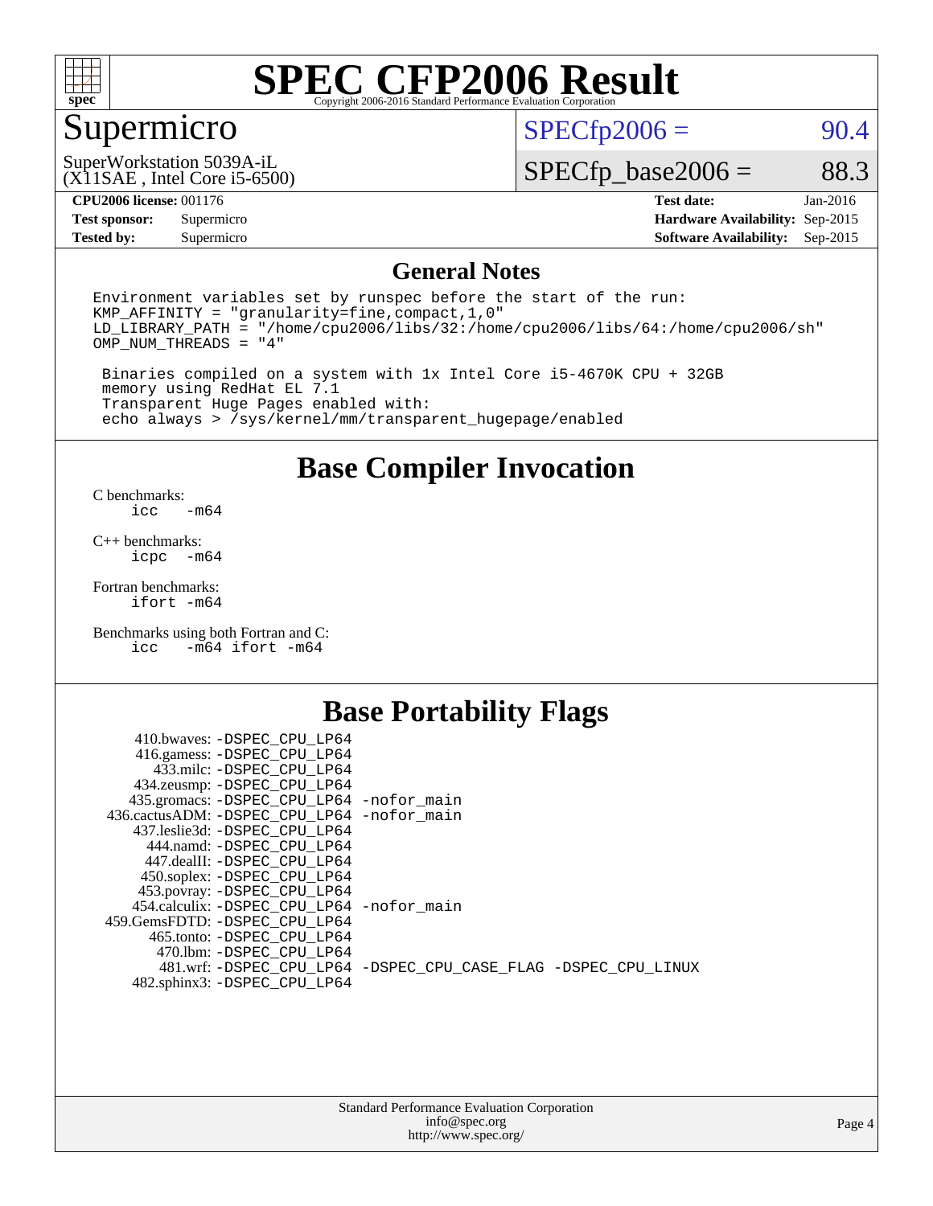# SPEC CFP2006 Result

Copyright 2006-2016 Standard Performance Evaluation Corporation

## Supermicro

SuperWorkstation 5039A-iL
(X11SAE , Intel Core i5-6500)

SPECfp2006 = 90.4

SPECfp_base2006 = 88.3

| | | | |
|---|---|---|---|
| **CPU2006 license:** | 001176 | **Test date:** | Jan-2016 |
| **Test sponsor:** | Supermicro | **Hardware Availability:** | Sep-2015 |
| **Tested by:** | Supermicro | **Software Availability:** | Sep-2015 |

## General Notes

```
Environment variables set by runspec before the start of the run:
KMP_AFFINITY = "granularity=fine,compact,1,0"
LD_LIBRARY_PATH = "/home/cpu2006/libs/32:/home/cpu2006/libs/64:/home/cpu2006/sh"
OMP_NUM_THREADS = "4"

 Binaries compiled on a system with 1x Intel Core i5-4670K CPU + 32GB
 memory using RedHat EL 7.1
 Transparent Huge Pages enabled with:
 echo always > /sys/kernel/mm/transparent_hugepage/enabled
```

## Base Compiler Invocation

C benchmarks:
```
icc   -m64
```

C++ benchmarks:
```
icpc  -m64
```

Fortran benchmarks:
```
ifort -m64
```

Benchmarks using both Fortran and C:
```
icc   -m64 ifort -m64
```

## Base Portability Flags

```
      410.bwaves: -DSPEC_CPU_LP64
     416.gamess: -DSPEC_CPU_LP64
       433.milc: -DSPEC_CPU_LP64
     434.zeusmp: -DSPEC_CPU_LP64
    435.gromacs: -DSPEC_CPU_LP64 -nofor_main
 436.cactusADM: -DSPEC_CPU_LP64 -nofor_main
    437.leslie3d: -DSPEC_CPU_LP64
      444.namd: -DSPEC_CPU_LP64
     447.dealII: -DSPEC_CPU_LP64
     450.soplex: -DSPEC_CPU_LP64
     453.povray: -DSPEC_CPU_LP64
    454.calculix: -DSPEC_CPU_LP64 -nofor_main
 459.GemsFDTD: -DSPEC_CPU_LP64
      465.tonto: -DSPEC_CPU_LP64
       470.lbm: -DSPEC_CPU_LP64
       481.wrf: -DSPEC_CPU_LP64 -DSPEC_CPU_CASE_FLAG -DSPEC_CPU_LINUX
    482.sphinx3: -DSPEC_CPU_LP64
```

Standard Performance Evaluation Corporation
info@spec.org
http://www.spec.org/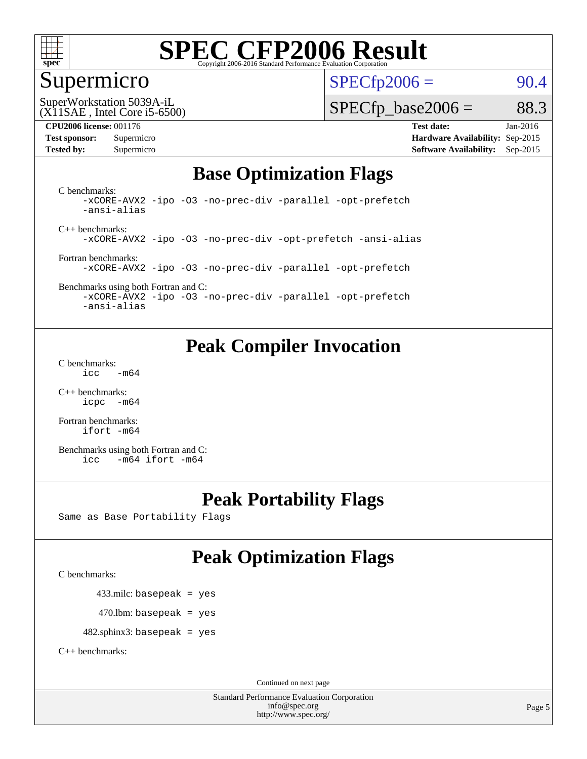# SPEC CFP2006 Result

Copyright 2006-2016 Standard Performance Evaluation Corporation

## Supermicro

SuperWorkstation 5039A-iL
(X11SAE , Intel Core i5-6500)

SPECfp2006 = 90.4

SPECfp_base2006 = 88.3

**CPU2006 license:** 001176
**Test sponsor:** Supermicro
**Tested by:** Supermicro

**Test date:** Jan-2016
**Hardware Availability:** Sep-2015
**Software Availability:** Sep-2015

## Base Optimization Flags

C benchmarks:
```
-xCORE-AVX2 -ipo -O3 -no-prec-div -parallel -opt-prefetch
-ansi-alias
```

C++ benchmarks:
```
-xCORE-AVX2 -ipo -O3 -no-prec-div -opt-prefetch -ansi-alias
```

Fortran benchmarks:
```
-xCORE-AVX2 -ipo -O3 -no-prec-div -parallel -opt-prefetch
```

Benchmarks using both Fortran and C:
```
-xCORE-AVX2 -ipo -O3 -no-prec-div -parallel -opt-prefetch
-ansi-alias
```

## Peak Compiler Invocation

C benchmarks:
```
icc   -m64
```

C++ benchmarks:
```
icpc  -m64
```

Fortran benchmarks:
```
ifort -m64
```

Benchmarks using both Fortran and C:
```
icc   -m64 ifort -m64
```

## Peak Portability Flags

Same as Base Portability Flags

## Peak Optimization Flags

C benchmarks:

433.milc: `basepeak = yes`

470.lbm: `basepeak = yes`

482.sphinx3: `basepeak = yes`

C++ benchmarks:

Continued on next page

Standard Performance Evaluation Corporation
info@spec.org
http://www.spec.org/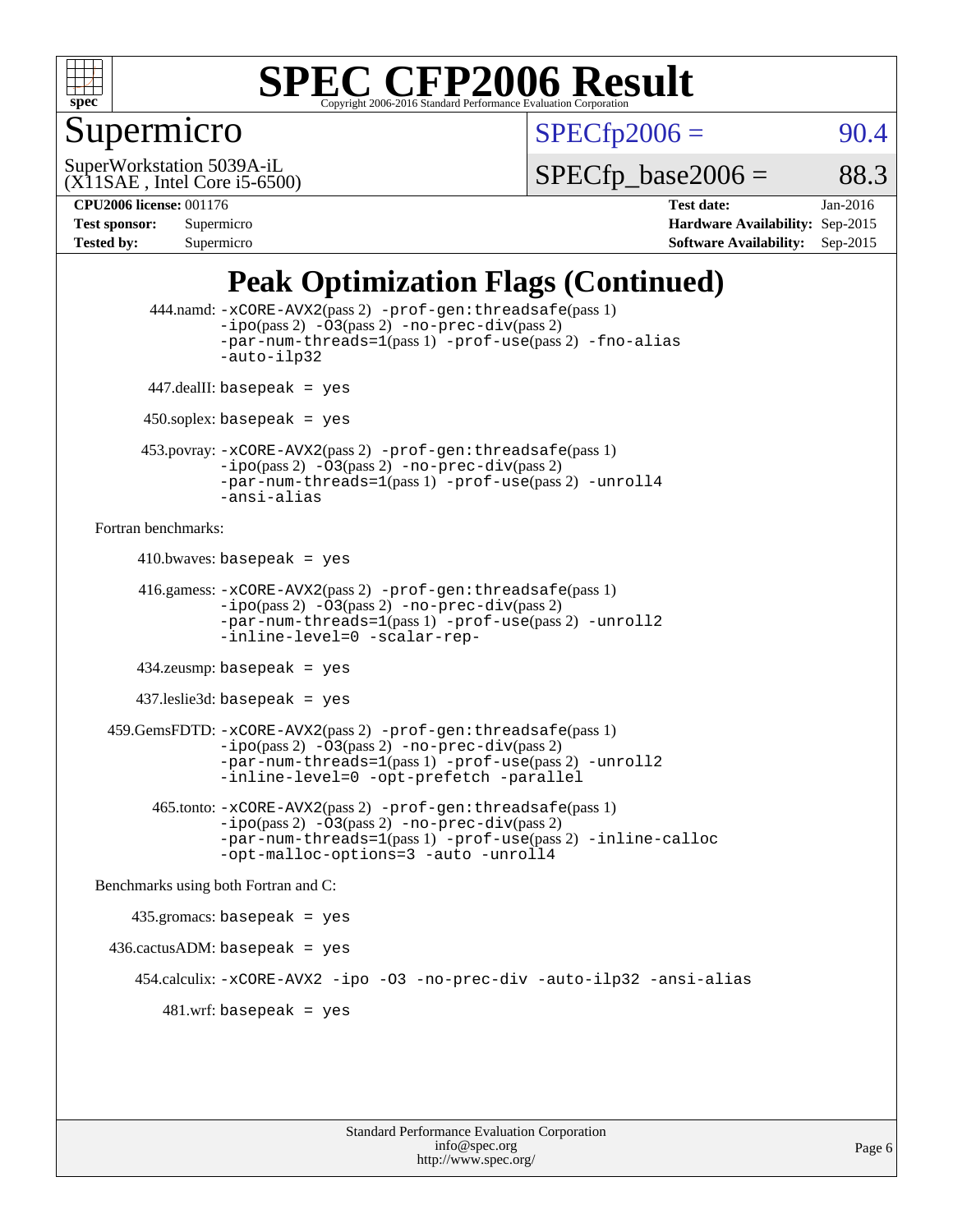# SPEC CFP2006 Result

Copyright 2006-2016 Standard Performance Evaluation Corporation

## Supermicro

SuperWorkstation 5039A-iL
(X11SAE , Intel Core i5-6500)

SPECfp2006 = 90.4

SPECfp_base2006 = 88.3

| | | | |
|---|---|---|---|
| **CPU2006 license:** | 001176 | **Test date:** | Jan-2016 |
| **Test sponsor:** | Supermicro | **Hardware Availability:** | Sep-2015 |
| **Tested by:** | Supermicro | **Software Availability:** | Sep-2015 |

## Peak Optimization Flags (Continued)

444.namd: -xCORE-AVX2(pass 2) -prof-gen:threadsafe(pass 1) -ipo(pass 2) -O3(pass 2) -no-prec-div(pass 2) -par-num-threads=1(pass 1) -prof-use(pass 2) -fno-alias -auto-ilp32

447.dealII: basepeak = yes

450.soplex: basepeak = yes

453.povray: -xCORE-AVX2(pass 2) -prof-gen:threadsafe(pass 1) -ipo(pass 2) -O3(pass 2) -no-prec-div(pass 2) -par-num-threads=1(pass 1) -prof-use(pass 2) -unroll4 -ansi-alias

Fortran benchmarks:

410.bwaves: basepeak = yes

416.gamess: -xCORE-AVX2(pass 2) -prof-gen:threadsafe(pass 1) -ipo(pass 2) -O3(pass 2) -no-prec-div(pass 2) -par-num-threads=1(pass 1) -prof-use(pass 2) -unroll2 -inline-level=0 -scalar-rep-

434.zeusmp: basepeak = yes

437.leslie3d: basepeak = yes

459.GemsFDTD: -xCORE-AVX2(pass 2) -prof-gen:threadsafe(pass 1) -ipo(pass 2) -O3(pass 2) -no-prec-div(pass 2) -par-num-threads=1(pass 1) -prof-use(pass 2) -unroll2 -inline-level=0 -opt-prefetch -parallel

465.tonto: -xCORE-AVX2(pass 2) -prof-gen:threadsafe(pass 1) -ipo(pass 2) -O3(pass 2) -no-prec-div(pass 2) -par-num-threads=1(pass 1) -prof-use(pass 2) -inline-calloc -opt-malloc-options=3 -auto -unroll4

Benchmarks using both Fortran and C:

435.gromacs: basepeak = yes

436.cactusADM: basepeak = yes

454.calculix: -xCORE-AVX2 -ipo -O3 -no-prec-div -auto-ilp32 -ansi-alias

481.wrf: basepeak = yes

Standard Performance Evaluation Corporation
info@spec.org
http://www.spec.org/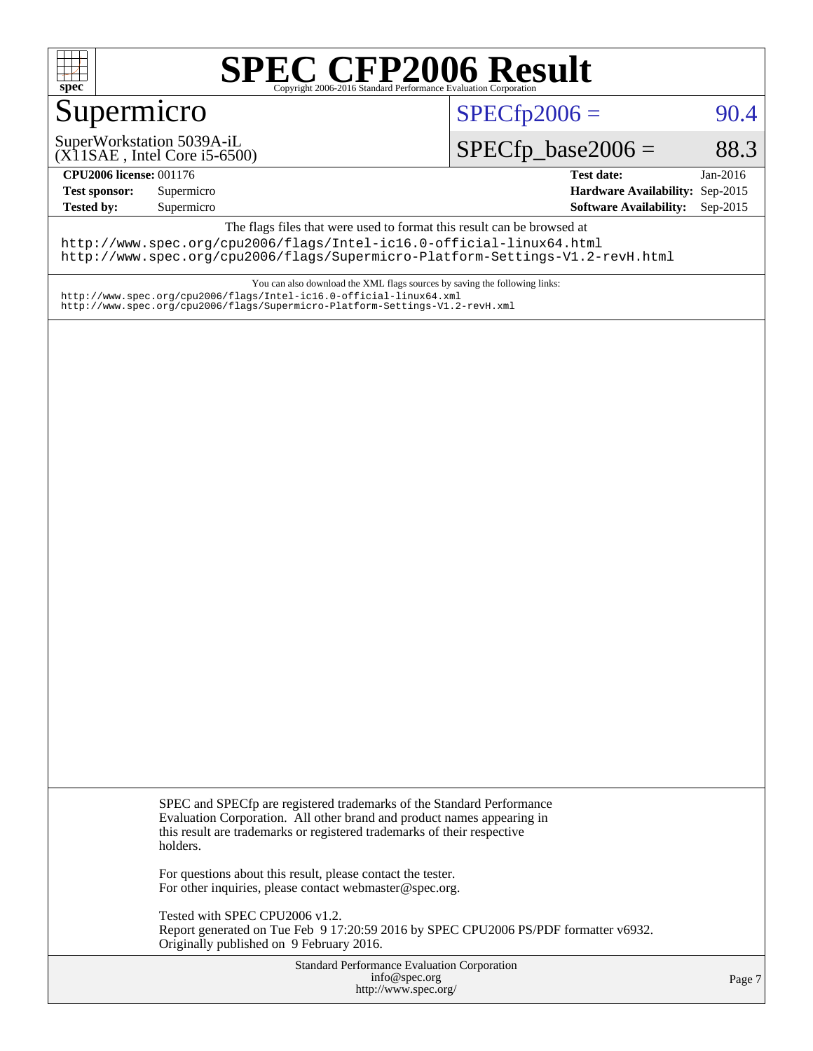# SPEC CFP2006 Result

Copyright 2006-2016 Standard Performance Evaluation Corporation

## Supermicro

SuperWorkstation 5039A-iL
(X11SAE , Intel Core i5-6500)

$SPECfp2006 =$ 90.4

$SPECfp\_base2006 =$ 88.3

| | | | |
|---|---|---|---|
| **CPU2006 license:** | 001176 | **Test date:** | Jan-2016 |
| **Test sponsor:** | Supermicro | **Hardware Availability:** | Sep-2015 |
| **Tested by:** | Supermicro | **Software Availability:** | Sep-2015 |

The flags files that were used to format this result can be browsed at
http://www.spec.org/cpu2006/flags/Intel-ic16.0-official-linux64.html
http://www.spec.org/cpu2006/flags/Supermicro-Platform-Settings-V1.2-revH.html

You can also download the XML flags sources by saving the following links:
http://www.spec.org/cpu2006/flags/Intel-ic16.0-official-linux64.xml
http://www.spec.org/cpu2006/flags/Supermicro-Platform-Settings-V1.2-revH.xml

SPEC and SPECfp are registered trademarks of the Standard Performance Evaluation Corporation. All other brand and product names appearing in this result are trademarks or registered trademarks of their respective holders.

For questions about this result, please contact the tester.
For other inquiries, please contact webmaster@spec.org.

Tested with SPEC CPU2006 v1.2.
Report generated on Tue Feb 9 17:20:59 2016 by SPEC CPU2006 PS/PDF formatter v6932.
Originally published on 9 February 2016.

Standard Performance Evaluation Corporation
info@spec.org
http://www.spec.org/